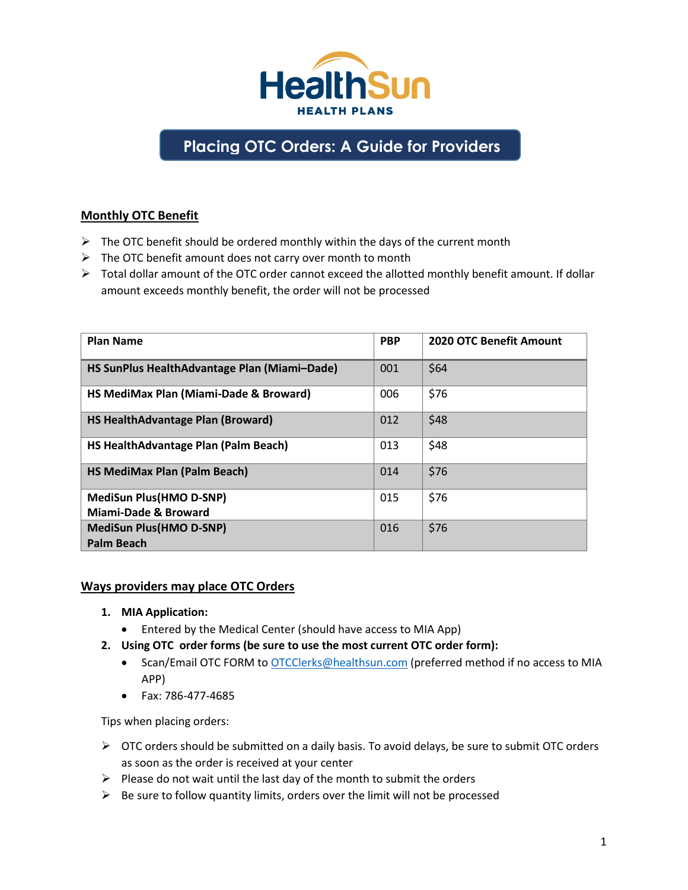HealthSun

HEALTH PLANS

# Placing OTC Orders: A Guide for Providers

## Monthly OTC Benefit

- The OTC benefit should be ordered monthly within the days of the current month
- The OTC benefit amount does not carry over month to month
- Total dollar amount of the OTC order cannot exceed the allotted monthly benefit amount. If dollar amount exceeds monthly benefit, the order will not be processed

| Plan Name | PBP | 2020 OTC Benefit Amount |
|---|---|---|
| **HS SunPlus HealthAdvantage Plan (Miami–Dade)** | 001 | $64 |
| **HS MediMax Plan (Miami-Dade & Broward)** | 006 | $76 |
| **HS HealthAdvantage Plan (Broward)** | 012 | $48 |
| **HS HealthAdvantage Plan (Palm Beach)** | 013 | $48 |
| **HS MediMax Plan (Palm Beach)** | 014 | $76 |
| **MediSun Plus(HMO D-SNP) Miami-Dade & Broward** | 015 | $76 |
| **MediSun Plus(HMO D-SNP) Palm Beach** | 016 | $76 |

## Ways providers may place OTC Orders

1. **MIA Application:**
   - Entered by the Medical Center (should have access to MIA App)
2. **Using OTC order forms (be sure to use the most current OTC order form):**
   - Scan/Email OTC FORM to OTCClerks@healthsun.com (preferred method if no access to MIA APP)
   - Fax: 786-477-4685

Tips when placing orders:

- OTC orders should be submitted on a daily basis. To avoid delays, be sure to submit OTC orders as soon as the order is received at your center
- Please do not wait until the last day of the month to submit the orders
- Be sure to follow quantity limits, orders over the limit will not be processed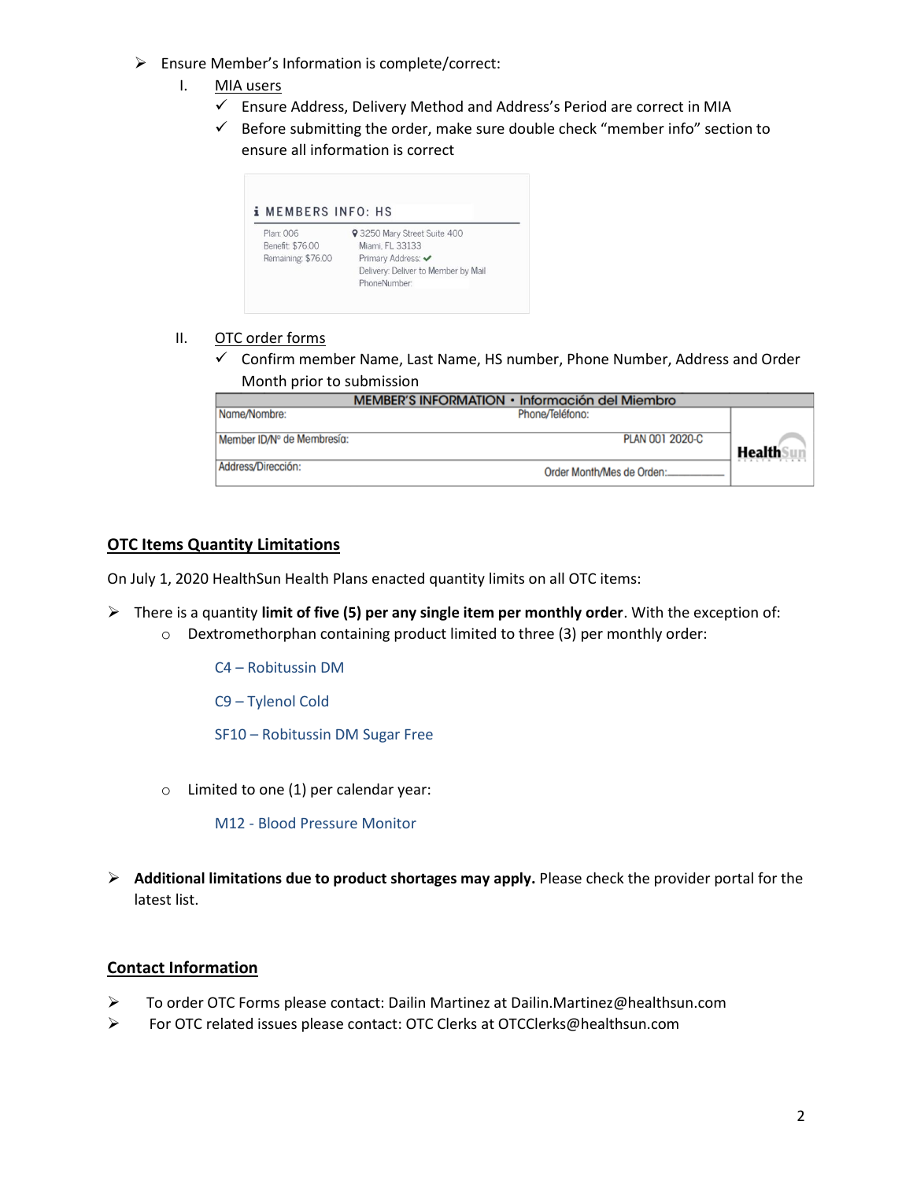- Ensure Member's Information is complete/correct:
  I. MIA users
     - ✓ Ensure Address, Delivery Method and Address's Period are correct in MIA
     - ✓ Before submitting the order, make sure double check "member info" section to ensure all information is correct

  **MEMBERS INFO: HS**

  | | |
  |---|---|
  | Plan: 006 | 3250 Mary Street Suite 400 |
  | Benefit: $76.00 | Miami, FL 33133 |
  | Remaining: $76.00 | Primary Address: ✓ |
  | | Delivery: Deliver to Member by Mail |
  | | PhoneNumber: |

  II. OTC order forms
     - ✓ Confirm member Name, Last Name, HS number, Phone Number, Address and Order Month prior to submission

  | MEMBER'S INFORMATION • Información del Miembro | | |
  |---|---|---|
  | Name/Nombre: | Phone/Teléfono: | HealthSun |
  | Member ID/Nº de Membresía: | PLAN 001 2020-C | |
  | Address/Dirección: | Order Month/Mes de Orden:\_\_\_\_\_\_\_\_ | |

## OTC Items Quantity Limitations

On July 1, 2020 HealthSun Health Plans enacted quantity limits on all OTC items:

- There is a quantity **limit of five (5) per any single item per monthly order**. With the exception of:
  - Dextromethorphan containing product limited to three (3) per monthly order:

    C4 – Robitussin DM

    C9 – Tylenol Cold

    SF10 – Robitussin DM Sugar Free

  - Limited to one (1) per calendar year:

    M12 - Blood Pressure Monitor

- **Additional limitations due to product shortages may apply.** Please check the provider portal for the latest list.

## Contact Information

- To order OTC Forms please contact: Dailin Martinez at Dailin.Martinez@healthsun.com
- For OTC related issues please contact: OTC Clerks at OTCClerks@healthsun.com